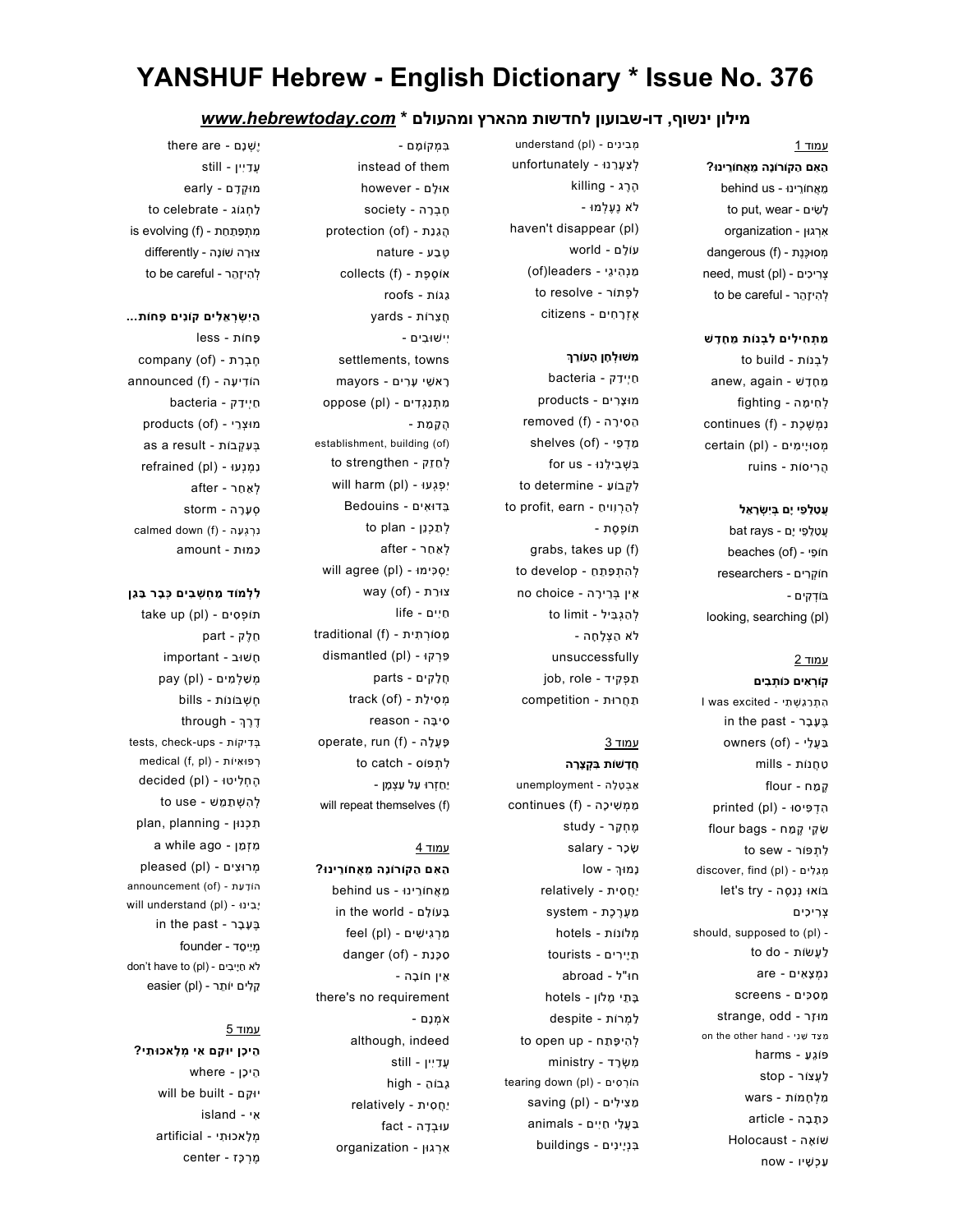# YANSHUF Hebrew - English Dictionary * Issue No. 376

## מילון ינשוף, דו-שבועון לחדשות מהארץ ומהעולם * *www.hebrewtoday.com*

עמוד 1

**הַאִם הַקּוֹרוֹנָה מֵאֲחוֹרֵינוּ?**

מֵאֲחוֹרֵינוּ - behind us
לָשִׂים - to put, wear
אִרְגּוּן - organization
מְסוּכֶּנֶת - (f) dangerous
צְרִיכִים - (pl) need, must
לְהִיזָּהֵר - to be careful

**מַתְחִילִים לִבְנוֹת מֵחָדָשׁ**

לִבְנוֹת - to build
מֵחָדָשׁ - anew, again
לְחִימָה - fighting
נִמְשֶׁכֶת - (f) continues
מְסוּיָּמִים - (pl) certain
הֲרִיסוֹת - ruins

**עֲטַלְפֵי יָם בְּיִשְׂרָאֵל**

עֲטַלְפֵי יָם - bat rays
חוֹפֵי - (of) beaches
חוֹקְרִים - researchers
בּוֹדְקִים - looking, searching (pl)

עמוד 2

**קוֹרְאִים כּוֹתְבִים**

הִתְרַגַּשְׁתִּי - I was excited
בֶּעָבָר - in the past
בַּעֲלֵי - (of) owners
טַחֲנוֹת - mills
קֶמַח - flour
הִדְפִּיסוּ - (pl) printed
שַׂקֵּי קֶמַח - flour bags
לִתְפּוֹר - to sew
מְגַלִּים - (pl) discover, find
בּוֹאוּ נְנַסֶּה - let's try
צְרִיכִים - should, supposed to (pl)
לַעֲשׂוֹת - to do
נִמְצָאִים - are
מָסַכִּים - screens
מוּזָר - strange, odd
מִצַּד שֵׁנִי - on the other hand
פּוֹגֵעַ - harms
לַעֲצוֹר - stop
מִלְחָמוֹת - wars
כַּתָּבָה - article
שׁוֹאָה - Holocaust
עַכְשָׁיו - now
מְבִינִים - (pl) understand
לְצַעֲרֵנוּ - unfortunately
הֶרֶג - killing
לֹא נֶעֶלְמוּ - haven't disappear (pl)
עוֹלָם - world
מַנְהִיגֵי - (of)leaders
לִפְתּוֹר - to resolve
אֶזְרָחִים - citizens

**מִשּׁוּלְחַן הָעוֹרֵךְ**

חַיְידַק - bacteria
מוּצָרִים - products
הֵסִירָה - (f) removed
מַדְפֵי - (of) shelves
בִּשְׁבִילֵנוּ - for us
לִקְבּוֹעַ - to determine
לְהַרְווִיחַ - to profit, earn
תּוֹפֶסֶת - grabs, takes up (f)
לְהִתְפַּתֵּחַ - to develop
אֵין בְּרֵירָה - no choice
לְהַגְבִּיל - to limit
לֹא הִצְלִיחָה - unsuccessfully
תַּפְקִיד - job, role
תַּחֲרוּת - competition

עמוד 3

**חֲדָשׁוֹת בִּקְצָרָה**

אַבְטָלָה - unemployment
מַמְשִׁיכָה - (f) continues
מֶחְקָר - study
שָׂכָר - salary
נָמוּךְ - low
יַחֲסִית - relatively
מַעֲרֶכֶת - system
מְלוֹנוֹת - hotels
תַּיָּירִים - tourists
חו"ל - abroad
בָּתֵּי מָלוֹן - hotels
לַמְרוֹת - despite
לְהִיפָּתַח - to open up
מִשְׂרָד - ministry
הוֹרְסִים - (pl) tearing down
מַצִּילִים - (pl) saving
בַּעֲלֵי חַיִּים - animals
בִּנְיָינִים - buildings
בִּמְקוֹמָם - instead of them
אוּלָם - however
חֶבְרָה - society
הֲגָנַת - (of) protection
טֶבַע - nature
אוֹסֶפֶת - (f) collects
גַּגּוֹת - roofs
חֲצֵרוֹת - yards
יִישׁוּבִים - settlements, towns
רָאשֵׁי עָרִים - mayors
מִתְנַגְּדִים - (pl) oppose
הֲקָמַת - establishment, building (of)
לְחַזֵּק - to strengthen
יִפְגְּעוּ - (pl) will harm
בֶּדוּאִים - Bedouins
לְתַכְנֵן - to plan
לְאַחַר - after
יַסְכִּימוּ - (pl) will agree
צוּרַת - (of) way
חַיִּים - life
מְסוֹרְתִית - (f) traditional
פֵּרְקוּ - (pl) dismantled
חֲלָקִים - parts
מְסִילַת - (of) track
סִיבָּה - reason
פּוֹעֶלֶת - (f) operate, run
לִתְפּוֹס - to catch
יַחְזְרוּ עַל עַצְמָן - will repeat themselves (f)

עמוד 4

**הַאִם הַקּוֹרוֹנָה מֵאֲחוֹרֵינוּ?**

מֵאֲחוֹרֵינוּ - behind us
בָּעוֹלָם - in the world
מַרְגִּישִׁים - (pl) feel
סַכָּנַת - (of) danger
אֵין חוֹבָה - there's no requirement
אָמְנָם - although, indeed
עֲדַיִין - still
גָּבוֹהַּ - high
יַחֲסִית - relatively
עוּבְדָּה - fact
אִרְגּוּן - organization
יֶשְׁנָם - there are
עֲדַיִין - still
מוּקְדָּם - early
לַחְגּוֹג - to celebrate
מִתְפַּתַּחַת - (f) is evolving
צוּרָה שׁוֹנָה - differently
לְהִיזָּהֵר - to be careful

**הַיִּשְׂרְאֵלִים קוֹנִים פָּחוֹת...**

פָּחוֹת - less
חֶבְרַת - (of) company
הוֹדִיעָה - (f) announced
חַיְידַק - bacteria
מוּצְרֵי - (of) products
בְּעִקְבוֹת - as a result
נִמְנְעוּ - (pl) refrained
לְאַחַר - after
סְעָרָה - storm
נִרְגְּעָה - (f) calmed down
כַּמּוּת - amount

**לִלְמוֹד מַחְשְׁבִים כְּבָר בַּגַּן**

תּוֹפְסִים - (pl) take up
חֵלֶק - part
חָשׁוּב - important
מְשַׁלְּמִים - (pl) pay
חֶשְׁבּוֹנוֹת - bills
דֶּרֶךְ - through
בְּדִיקוֹת - tests, check-ups
רְפוּאִיּוֹת - (f, pl) medical
הֶחְלִיטוּ - (pl) decided
לְהִשְׁתַּמֵּשׁ - to use
תִּכְנוּן - plan, planning
מִזְּמַן - a while ago
מְרוּצִּים - (pl) pleased
הוֹדָעַת - (of) announcement
יָבִינוּ - (pl) will understand
בֶּעָבָר - in the past
מְיַיסֵּד - founder
לֹא חַיָּיבִים - (pl) don't have to
קַלִּים יוֹתֵר - (pl) easier

עמוד 5

**הֵיכָן יוּקַם אִי מְלָאכוּתִי?**

הֵיכָן - where
יוּקַם - will be built
אִי - island
מְלָאכוּתִי - artificial
מֶרְכָּז - center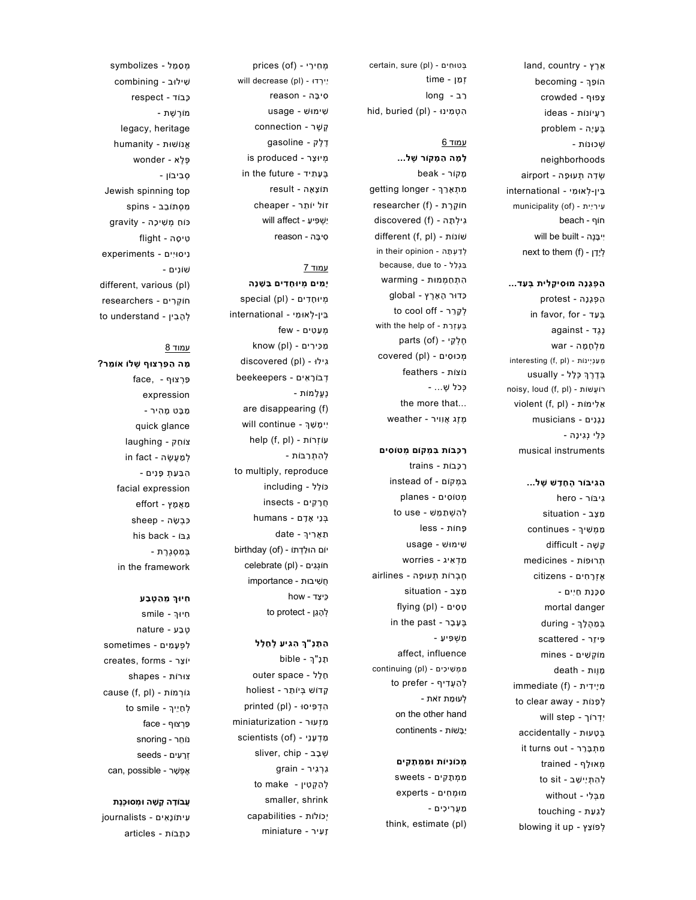אֶרֶץ - land, country
הוֹפֵךְ - becoming
צָפוּף - crowded
רַעֲיוֹנוֹת - ideas
בְּעָיָה - problem
שְׁכוּנוֹת - neighborhoods
שְׂדֵה תְעוּפָה - airport
בֵּין-לְאוּמִי - international
עִירִיַּית - municipality (of)
חוֹף - beach
יִיבָּנֶה - will be built
לְיָדָן - next to them (f)

**הַפְגָּנָה מוּסִיקָלִית בְּעַד...**

הַפְגָּנָה - protest
בְּעַד - in favor, for
נֶגֶד - against
מִלְחָמָה - war
מְעַנְיְינוֹת - interesting (f, pl)
בְּדֶרֶךְ כְּלָל - usually
רוֹעֲשׁוֹת - noisy, loud (f, pl)
אַלִּימוֹת - violent (f, pl)
נַגָּנִים - musicians
כְּלֵי נְגִינָה - musical instruments

**הַגִּיבּוֹר הֶחָדָשׁ שֶׁל...**

גִּיבּוֹר - hero
מַצָּב - situation
מַמְשִׁיךְ - continues
קָשֶׁה - difficult
תְּרוּפוֹת - medicines
אֶזְרָחִים - citizens
סַכָּנַת חַיִּים - mortal danger
בְּמַהֲלַךְ - during
פִּיזֵּר - scattered
מוֹקְשִׁים - mines
מָוֶות - death
מִיָּידִית - immediate (f)
לְפַנּוֹת - to clear away
יִדְרוֹךְ - will step
בְּטָעוּת - accidentally
מִתְבָּרֵר - it turns out
מְאוּלָּף - trained
לְהִתְיַישֵּׁב - to sit
מִבְּלִי - without
לָגַעַת - touching
לְפוֹצֵץ - blowing it up

בְּטוּחִים - certain, sure (pl)
זְמַן - time
רַב - long
הִטְמִינוּ - hid, buried (pl)

עמוד 6

**לָמָּה הַמָּקוֹר שֶׁל...**

מָקוֹר - beak
מִתְאָרֵךְ - getting longer
חוֹקֶרֶת - researcher (f)
גִּילְּתָה - discovered (f)
שׁוֹנוֹת - different (f, pl)
לְדַעְתָּה - in their opinion
בִּגְלַל - because, due to
הִתְחַמְּמוּת - warming
כַּדּוּר הָאָרֶץ - global
לְקָרֵר - to cool off
בְּעֶזְרַת - with the help of
חֶלְקֵי - parts (of)
מְכוּסִים - covered (pl)
נוֹצוֹת - feathers
כְּכֹל שֶׁ... - the more that...
מֶזֶג אֲוִויר - weather

**רַכָּבוֹת בִּמְקוֹם מְטוֹסִים**

רַכָּבוֹת - trains
בִּמְקוֹם - instead of
מְטוֹסִים - planes
לְהִשְׁתַּמֵּשׁ - to use
פָּחוֹת - less
שִׁימּוּשׁ - usage
מַדְאִיג - worries
חֶבְרוֹת תְּעוּפָה - airlines
מַצָּב - situation
טָסִים - flying (pl)
בֶּעָבָר - in the past
מַשְׁפִּיעַ - affect, influence
מַמְשִׁיכִים - continuing (pl)
לְהַעֲדִיף - to prefer
לְעוּמַּת זֹאת - on the other hand
יַבָּשׁוֹת - continents

**מְכוֹנִיּוֹת וּמַמְתָּקִים**

מַמְתָּקִים - sweets
מוּמְחִים - experts
מַעֲרִיכִים - think, estimate (pl)

מְחִירֵי - prices (of)
יֵירְדוּ - will decrease (pl)
סִיבָּה - reason
שִׁימּוּשׁ - usage
קֶשֶׁר - connection
דֶּלֶק - gasoline
מְיוּצָּר - is produced
בֶּעָתִיד - in the future
תּוֹצָאָה - result
זוֹל יוֹתֵר - cheaper
יַשְׁפִּיעַ - will affect
סִיבָּה - reason

עמוד 7

**יָמִים מְיוּחָדִים בַּשָּׁנָה**

מְיוּחָדִים - special (pl)
בֵּין-לְאוּמִי - international
מְעַטִּים - few
מַכִּירִים - know (pl)
גִּילּוּ - discovered (pl)
דַּבּוֹרָאִים - beekeepers
נֶעֱלָמוֹת - are disappearing (f)
יַמְשִׁיךְ - will continue
עוֹזְרוֹת - help (f, pl)
לְהִתְרַבּוֹת - to multiply, reproduce
כּוֹלֵל - including
חֲרָקִים - insects
בְּנֵי אָדָם - humans
תַּאֲרִיךְ - date
יוֹם הוּלַּדְתּוֹ - birthday (of)
חוֹגְגִים - celebrate (pl)
חֲשִׁיבוּת - importance
כֵּיצַד - how
לְהָגֵן - to protect

**הַתַּנַ"ךְ הִגִּיעַ לֶחָלָל**

תַּנַ"ךְ - bible
חָלָל - outer space
קָדוֹשׁ בְּיוֹתֵר - holiest
הִדְפִּיסוּ - printed (pl)
מִזְעוּר - miniaturization
מַדְעָנֵי - scientists (of)
שְׁבָב - sliver, chip
גַּרְגִּיר - grain
לְהַקְטִין - to make smaller, shrink
יְכוֹלוֹת - capabilities
זָעִיר - miniature

מְסַמֵּל - symbolizes
שִׁילּוּב - combining
כָּבוֹד - respect
מוֹרֶשֶׁת - legacy, heritage
אֱנוֹשׁוּת - humanity
פֶּלֶא - wonder
סְבִיבוֹן - Jewish spinning top
מִסְתּוֹבֵב - spins
כּוֹחַ מְשִׁיכָה - gravity
טִיסָה - flight
נִיסּוּיִים - experiments
שׁוֹנִים - different, various (pl)
חוֹקְרִים - researchers
לְהָבִין - to understand

עמוד 8

**מָה הַפַּרְצוּף שֶׁלּוֹ אוֹמֵר?**

פַּרְצוּף - face, expression
מַבָּט מָהִיר - quick glance
צוֹחֵק - laughing
לְמַעֲשֶׂה - in fact
הַבָּעַת פָּנִים - facial expression
מַאֲמָץ - effort
כִּבְשָׂה - sheep
גַּבּוֹ - his back
בְּמִסְגֶּרֶת - in the framework

**חִיּוּךְ מֵהַטֶּבַע**

חִיּוּךְ - smile
טֶבַע - nature
לִפְעָמִים - sometimes
יוֹצֵר - creates, forms
צוּרוֹת - shapes
גּוֹרְמוֹת - cause (f, pl)
לְחַיֵּיךְ - to smile
פַּרְצוּף - face
נוֹחֵר - snoring
זְרָעִים - seeds
אֶפְשָׁר - can, possible

**עֲבוֹדָה קָשָׁה וּמְסוּכֶּנֶת**

עִיתּוֹנָאִים - journalists
כְּתָבוֹת - articles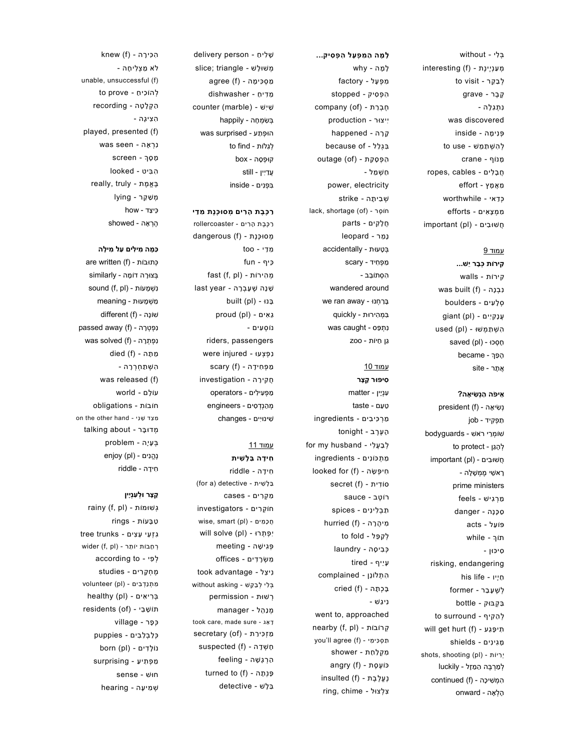בְּלִי - without
מְעַנְיֶנֶת - interesting (f)
לְבַקֵּר - to visit
קֶבֶר - grave
נִתְגַּלָּה - was discovered
פְּנִימָה - inside
לְהִשְׁתַּמֵּשׁ - to use
מָנוֹף - crane
חֲבָלִים - ropes, cables
מַאֲמָץ - effort
כְּדַאי - worthwhile
מַאֲמַצִּים - efforts
חֲשׁוּבִים - important (pl)

עמוד 9

**קִירוֹת כְּבָר יֵשׁ...**

קִירוֹת - walls
נִבְנְתָה - was built (f)
סְלָעִים - boulders
עֲנָקִיִּים - giant (pl)
הִשְׁתַּמְּשׁוּ - used (pl)
חָסְכוּ - saved (pl)
הָפַךְ - became
אֲתָר - site

**אֵיפֹה הַנְּשִׂיאָה?**

נְשִׂיאָה - president (f)
תַּפְקִיד - job
שׁוֹמְרֵי רֹאשׁ - bodyguards
לְהָגֵן - to protect
חֲשׁוּבִים - important (pl)
רָאשֵׁי מֶמְשָׁלָה - prime ministers
מַרְגִּישׁ - feels
סַכָּנָה - danger
פּוֹעֵל - acts
תּוֹךְ - while
סִיכּוּן - risking, endangering
חַיָּיו - his life
לְשֶׁעָבַר - former
בַּקְבּוּק - bottle
לְהַקִּיף - to surround
תִּיפָּגַע - will get hurt (f)
מְגִינִּים - shields
יְרִיּוֹת - shots, shooting (pl)
לְמַרְבֵּה הַמַּזָּל - luckily
הִמְשִׁיכָה - continued (f)
הָלְאָה - onward

**לָמָּה הַמִּפְעָל הִפְסִיק...**

לָמָּה - why
מִפְעָל - factory
הִפְסִיק - stopped
חֶבְרַת - company (of)
יִיצּוּר - production
קָרָה - happened
בִּגְלַל - because of
הַפְסָקַת - outage (of)
חַשְׁמַל - power, electricity
שְׁבִיתָה - strike
חוֹסֶר - lack, shortage (of)
חֲלָקִים - parts
נָמֵר - leopard
בְּטָעוּת - accidentally
מַפְחִיד - scary
הִסְתּוֹבֵב - wandered around
בָּרַחְנוּ - we ran away
בִּמְהִירוּת - quickly
נִתְפַּס - was caught
גַּן חַיּוֹת - zoo

עמוד 10

**סִיפּוּר קָצָר**

עִנְיָן - matter
טַעַם - taste
מַרְכִּיבִים - ingredients
הָעֶרֶב - tonight
לְבַעְלִי - for my husband
מִתְכּוֹנִים - ingredients
חִיפְּשָׂה - looked for (f)
סוֹדִית - secret (f)
רוֹטֶב - sauce
תַּבְלִינִים - spices
מִיהֲרָה - hurried (f)
לְקַפֵּל - to fold
כְּבִיסָה - laundry
עָיֵיף - tired
הִתְלוֹנֵן - complained
בָּכְתָה - cried (f)
נִיגַּשׁ - went to, approached
קְרוֹבוֹת - nearby (f, pl)
תַּסְכִּימִי - you'll agree (f)
מִקְלַחַת - shower
כּוֹעֶסֶת - angry (f)
נֶעֱלֶבֶת - insulted (f)
צִלְצוּל - ring, chime

שָׁלִיחַ - delivery person
מְשׁוּלָּשׁ - slice; triangle
מַסְכִּימָה - agree (f)
מֵדִיחַ - dishwasher
שַׁיִשׁ - counter (marble)
בְּשִׂמְחָה - happily
הוּפְתַּע - was surprised
לְגַלּוֹת - to find
קוּפְסָה - box
עֲדַיִין - still
בִּפְנִים - inside

**רַכֶּבֶת הָרִים מְסוּכֶּנֶת מִדַּי**

רַכֶּבֶת הָרִים - rollercoaster
מְסוּכֶּנֶת - dangerous (f)
מִדַּי - too
כֵּיף - fun
מְהִירוֹת - fast (f, pl)
שָׁנָה שֶׁעָבְרָה - last year
בָּנוּ - built (pl)
גֵּאִים - proud (pl)
נוֹסְעִים - riders, passengers
נִפְצְעוּ - were injured
מַפְחִידָה - scary (f)
חֲקִירָה - investigation
מַפְעִילִים - operators
מְהַנְדְּסִים - engineers
שִׁינּוּיִים - changes

עמוד 11

**חִידָה בַּלָּשִׁית**

חִידָה - riddle
בַּלָּשִׁית - (for a) detective
מִקְרִים - cases
חוֹקְרִים - investigators
חֲכָמִים - wise, smart (pl)
יִפְתְּרוּ - will solve (pl)
פְּגִישָׁה - meeting
מִשְׂרָדִים - offices
נִיצֵּל - took advantage
בְּלִי לְבַקֵּשׁ - without asking
רְשׁוּת - permission
מְנַהֵל - manager
דָּאַג - took care, made sure
מַזְכִּירַת - secretary (of)
חָשְׁדָה - suspected (f)
הַרְגָּשָׁה - feeling
פָּנְתָה - turned to (f)
בַּלָּשׁ - detective

הִכִּירָה - knew (f)
לֹא מַצְלִיחָה - unable, unsuccessful (f)
לְהוֹכִיחַ - to prove
הַקְלָטָה - recording
הִצִּיגָה - played, presented (f)
נִרְאָה - was seen
מָסָךְ - screen
הִבִּיט - looked
בֶּאֱמֶת - really, truly
מְשַׁקֵּר - lying
כֵּיצַד - how
הֶרְאָה - showed

**כַּמָּה מִילִּים עַל מִילָּה**

כְּתוּבוֹת - are written (f)
בְּצוּרָה דּוֹמָה - similarly
נִשְׁמָעוֹת - sound (f, pl)
מַשְׁמָעוּת - meaning
שׁוֹנָה - different (f)
נִפְטְרָה - passed away (f)
נִפְתְּרָה - was solved (f)
מֵתָה - died (f)
הִשְׁתַּחְרְרָה - was released (f)
עוֹלָם - world
חוֹבוֹת - obligations
מִצַּד שֵׁנִי - on the other hand
מְדוּבָּר - talking about
בְּעָיָה - problem
נֶהֱנִים - enjoy (pl)
חִידָה - riddle

**קָצָר וּלְעִנְיָן**

גְּשׁוּמוֹת - rainy (f, pl)
טַבָּעוֹת - rings
גִּזְעֵי עֵצִים - tree trunks
רְחָבוֹת יוֹתֵר - wider (f, pl)
לְפִי - according to
מֶחְקָרִים - studies
מִתְנַדְּבִים - volunteer (pl)
בְּרִיאִים - healthy (pl)
תּוֹשָׁבֵי - residents (of)
כְּפָר - village
כְּלַבְלָבִים - puppies
נוֹלָדִים - born (pl)
מַפְתִּיעַ - surprising
חוּשׁ - sense
שְׁמִיעָה - hearing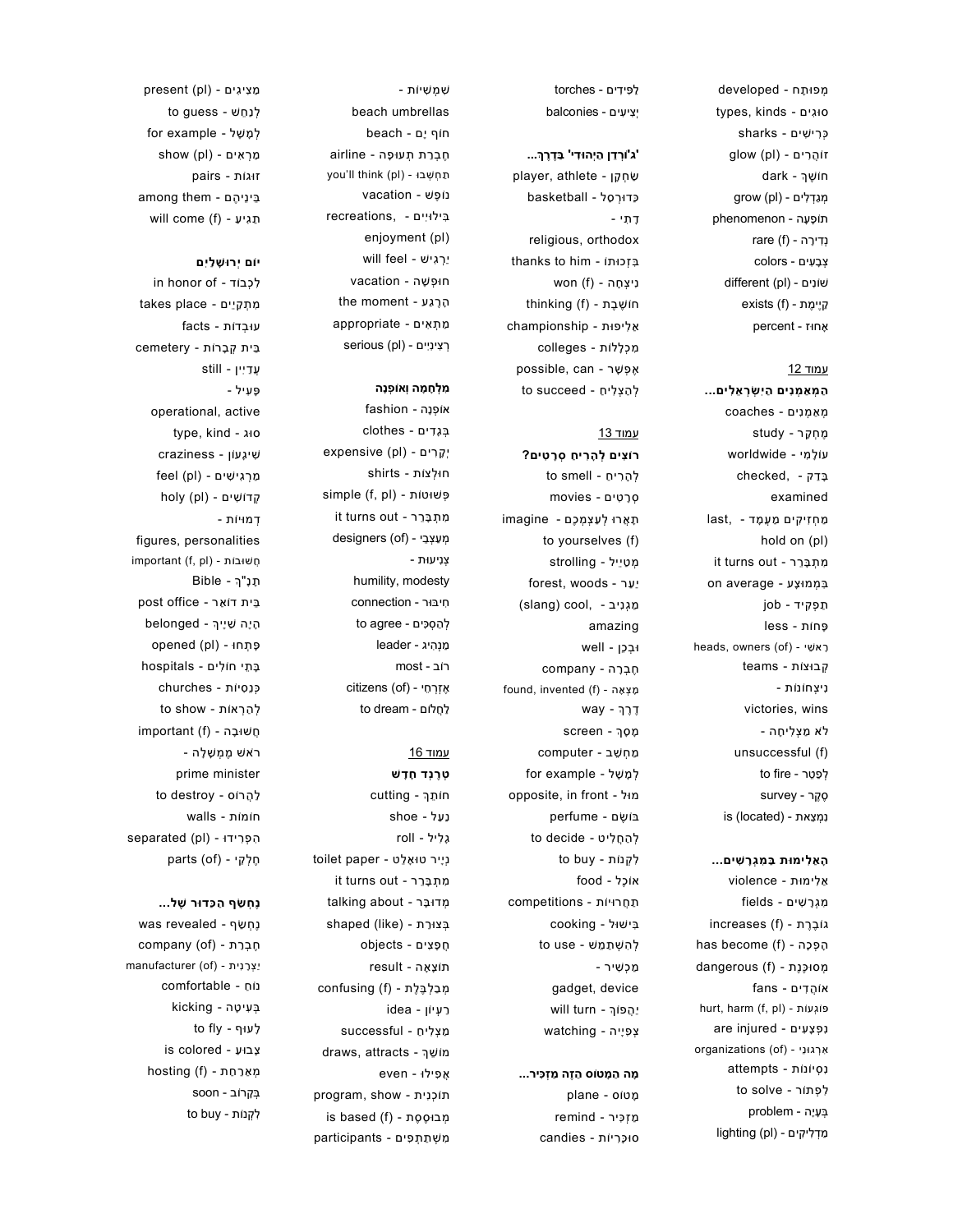מְפוּתָּח - developed
סוּגִים - types, kinds
כְּרִישִׁים - sharks
זוֹהֲרִים - glow (pl)
חוֹשֶׁךְ - dark
מְגַדְּלִים - grow (pl)
תּוֹפָעָה - phenomenon
נְדִירָה - rare (f)
צְבָעִים - colors
שׁוֹנִים - different (pl)
קַיֶּימֶת - exists (f)
אָחוּז - percent

עמוד 12

**הַמְאַמְּנִים הַיִּשְׂרְאֵלִים...**

מְאַמְּנִים - coaches
מֶחְקָר - study
עוֹלָמִי - worldwide
בָּדַק - checked, examined
מַחְזִיקִים מַעֲמָד - last, hold on (pl)
מִתְבָּרֵר - it turns out
בִּמְמוּצָּע - on average
תַּפְקִיד - job
פָּחוֹת - less
רָאשֵׁי - heads, owners (of)
קְבוּצוֹת - teams
נִיצָּחוֹנוֹת - victories, wins
לֹא מַצְלִיחָה - unsuccessful (f)
לְפַטֵּר - to fire
סֶקֶר - survey
נִמְצֵאת - is (located)

**הָאַלִּימוּת בַּמִּגְרָשִׁים...**

אַלִּימוּת - violence
מִגְרָשִׁים - fields
גּוֹבֶרֶת - increases (f)
הָפְכָה - has become (f)
מְסוּכֶּנֶת - dangerous (f)
אוֹהֲדִים - fans
פּוֹגְעוֹת - hurt, harm (f, pl)
נִפְצָעִים - are injured
אִרְגּוּנֵי - organizations (of)
נִסְיוֹנוֹת - attempts
לִפְתּוֹר - to solve
בְּעָיָה - problem
מַדְלִיקִים - lighting (pl)
לַפִּידִים - torches
יְצִיעִים - balconies

**'ג'וֹרְדָן הַיְּהוּדִי' בַּדֶּרֶךְ...**

שַׂחְקָן - player, athlete
כַּדּוּרְסַל - basketball
דָּתִי - religious, orthodox
בִּזְכוּתוֹ - thanks to him
נִיצְּחָה - won (f)
חוֹשֶׁבֶת - thinking (f)
אַלִּיפוּת - championship
מִכְלָלוֹת - colleges
אֶפְשָׁר - possible, can
לְהַצְלִיחַ - to succeed

עמוד 13

**רוֹצִים לְהָרִיחַ סְרָטִים?**

לְהָרִיחַ - to smell
סְרָטִים - movies
תַּאֲרוּ לְעַצְמְכֶם - imagine to yourselves (f)
מְטַיֵּיל - strolling
יַעַר - forest, woods
מַגְנִיב - (slang) cool, amazing
וּבְכֵן - well
חֶבְרָה - company
מָצְאָה - found, invented (f)
דֶּרֶךְ - way
מָסָךְ - screen
מַחְשֵׁב - computer
לְמָשָׁל - for example
מוּל - opposite, in front
בּוֹשֶׂם - perfume
לְהַחְלִיט - to decide
לִקְנוֹת - to buy
אוֹכֶל - food
תַּחֲרוּיוֹת - competitions
בִּישּׁוּל - cooking
לְהִשְׁתַּמֵּשׁ - to use
מַכְשִׁיר - gadget, device
יֵהָפֵךְ - will turn
צְפִיָּיה - watching

**מָה הַמָּטוֹס הַזֶּה מַזְכִּיר...**

מָטוֹס - plane
מַזְכִּיר - remind
סוּכָּרִיּוֹת - candies
שִׁמְשִׁיּוֹת - beach umbrellas
חוֹף יָם - beach
חֶבְרַת תְּעוּפָה - airline
תַּחְשְׁבוּ - you'll think (pl)
נוֹפֶשׁ - vacation
בִּילוּיִים - recreations, enjoyment (pl)
יַרְגִּישׁ - will feel
חוּפְשָׁה - vacation
הָרֶגַע - the moment
מַתְאִים - appropriate
רְצִינִיִּים - serious (pl)

**מִלְחָמָה וְאוֹפְנָה**

אוֹפְנָה - fashion
בְּגָדִים - clothes
יְקָרִים - expensive (pl)
חוּלְצוֹת - shirts
פְּשׁוּטוֹת - simple (f, pl)
מִתְבָּרֵר - it turns out
מְעַצְּבֵי - designers (of)
צְנִיעוּת - humility, modesty
חִיבּוּר - connection
לְהַסְכִּים - to agree
מַנְהִיג - leader
רוֹב - most
אֶזְרָחֵי - citizens (of)
לַחֲלוֹם - to dream

עמוד 16

**טְרֶנְד חָדָשׁ**

חוֹתֵךְ - cutting
נַעַל - shoe
גָּלִיל - roll
נְיַיר טוּאָלֶט - toilet paper
מִתְבָּרֵר - it turns out
מְדוּבָּר - talking about
בְּצוּרַת - shaped (like)
חֲפָצִים - objects
תּוֹצָאָה - result
מְבַלְבֶּלֶת - confusing (f)
רַעְיוֹן - idea
מַצְלִיחַ - successful
מוֹשֵׁךְ - draws, attracts
אֲפִילוּ - even
תּוֹכְנִית - program, show
מְבוּסֶּסֶת - is based (f)
מִשְׁתַּתְּפִים - participants
מְצִיגִים - present (pl)
לְנַחֵשׁ - to guess
לְמָשָׁל - for example
מַרְאִים - show (pl)
זוּגוֹת - pairs
בֵּינֵיהֶם - among them
תַּגִּיעַ - will come (f)

**יוֹם יְרוּשָׁלַיִם**

לִכְבוֹד - in honor of
מִתְקַיֵּים - takes place
עוּבְדוֹת - facts
בֵּית קְבָרוֹת - cemetery
עֲדַיִין - still
פָּעִיל - operational, active
סוּג - type, kind
שִׁיגָּעוֹן - craziness
מַרְגִּישִׁים - feel (pl)
קְדוֹשִׁים - holy (pl)
דְּמוּיוֹת - figures, personalities
חֲשׁוּבוֹת - important (f, pl)
תַּנַ"ךְ - Bible
בֵּית דּוֹאַר - post office
הָיָה שַׁיָּיךְ - belonged
פָּתְחוּ - opened (pl)
בָּתֵּי חוֹלִים - hospitals
כְּנֵסִיּוֹת - churches
לְהַרְאוֹת - to show
חֲשׁוּבָה - important (f)
רֹאשׁ מֶמְשָׁלָה - prime minister
לַהֲרוֹס - to destroy
חוֹמוֹת - walls
הִפְרִידוּ - separated (pl)
חֶלְקֵי - parts (of)

**נֶחְשַׂף הַכַּדּוּר שֶׁל...**

נֶחְשַׂף - was revealed
חֶבְרַת - company (of)
יַצְרָנִית - manufacturer (of)
נוֹחַ - comfortable
בְּעִיטָה - kicking
לָעוּף - to fly
צָבוּעַ - is colored
מְאָרַחַת - hosting (f)
בְּקָרוֹב - soon
לִקְנוֹת - to buy